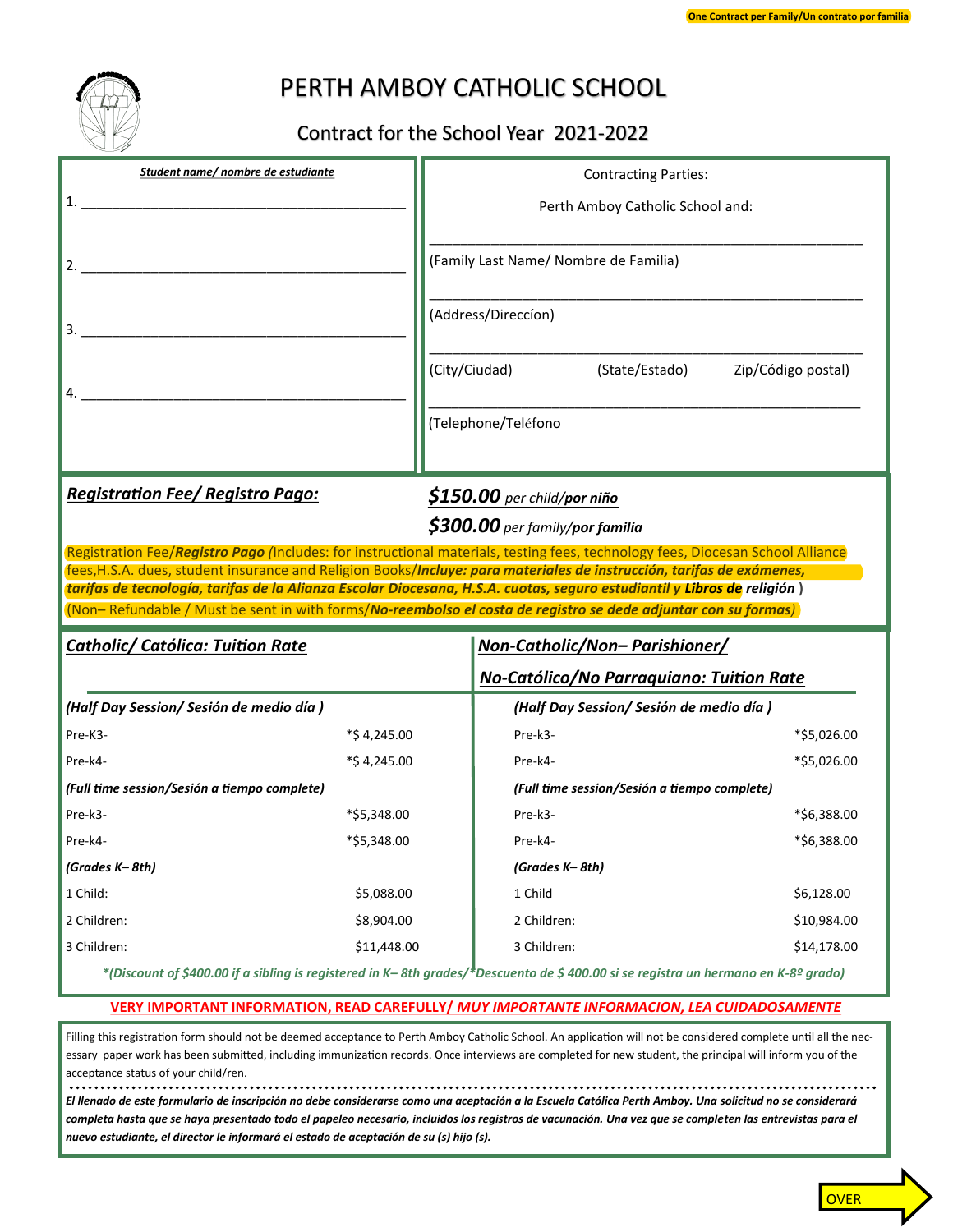One Contract per Family/Un contrato por familia

# PERTH AMBOY CATHOLIC SCHOOL

## Contract for the School Year 2021-2022

***Student name/ nombre de estudiante***

1. ___________________________________________

2. ___________________________________________

3. ___________________________________________

4. ___________________________________________

Contracting Parties:

Perth Amboy Catholic School and:

___________________________________________

(Family Last Name/ Nombre de Familia)

___________________________________________

(Address/Direccíon)

___________________________________________

(City/Ciudad) (State/Estado) Zip/Código postal)

___________________________________________

(Telephone/Teléfono

***Registration Fee/ Registro Pago:***

***$150.00*** *per child/**por niño***

***$300.00*** *per family/**por familia***

Registration Fee/***Registro Pago** (*Includes: for instructional materials, testing fees, technology fees, Diocesan School Alliance fees,H.S.A. dues, student insurance and Religion Books/***Incluye: para materiales de instrucción, tarifas de exámenes, tarifas de tecnología, tarifas de la Alianza Escolar Diocesana, H.S.A. cuotas, seguro estudiantil y Libros de*** *religión* )

(Non– Refundable / Must be sent in with forms/***No-reembolso el costa de registro se dede adjuntar con su formas***)

| ***Catholic/ Católica: Tuition Rate*** | | ***Non-Catholic/Non– Parishioner/ No-Católico/No Parraquiano: Tuition Rate*** | |
|---|---|---|---|
| ***(Half Day Session/ Sesión de medio día )*** | | ***(Half Day Session/ Sesión de medio día )*** | |
| Pre-K3- | *$ 4,245.00 | Pre-k3- | *$5,026.00 |
| Pre-k4- | *$ 4,245.00 | Pre-k4- | *$5,026.00 |
| ***(Full time session/Sesión a tiempo complete)*** | | ***(Full time session/Sesión a tiempo complete)*** | |
| Pre-k3- | *$5,348.00 | Pre-k3- | *$6,388.00 |
| Pre-k4- | *$5,348.00 | Pre-k4- | *$6,388.00 |
| ***(Grades K– 8th)*** | | ***(Grades K– 8th)*** | |
| 1 Child: | $5,088.00 | 1 Child | $6,128.00 |
| 2 Children: | $8,904.00 | 2 Children: | $10,984.00 |
| 3 Children: | $11,448.00 | 3 Children: | $14,178.00 |

**\*(Discount of $400.00 if a sibling is registered in K– 8th grades/\*Descuento de $ 400.00 si se registra un hermano en K-8º grado)**

**VERY IMPORTANT INFORMATION, READ CAREFULLY/ *MUY IMPORTANTE INFORMACION, LEA CUIDADOSAMENTE***

Filling this registration form should not be deemed acceptance to Perth Amboy Catholic School. An application will not be considered complete until all the necessary paper work has been submitted, including immunization records. Once interviews are completed for new student, the principal will inform you of the acceptance status of your child/ren.

***El llenado de este formulario de inscripción no debe considerarse como una aceptación a la Escuela Católica Perth Amboy. Una solicitud no se considerará completa hasta que se haya presentado todo el papeleo necesario, incluidos los registros de vacunación. Una vez que se completen las entrevistas para el nuevo estudiante, el director le informará el estado de aceptación de su (s) hijo (s).***

OVER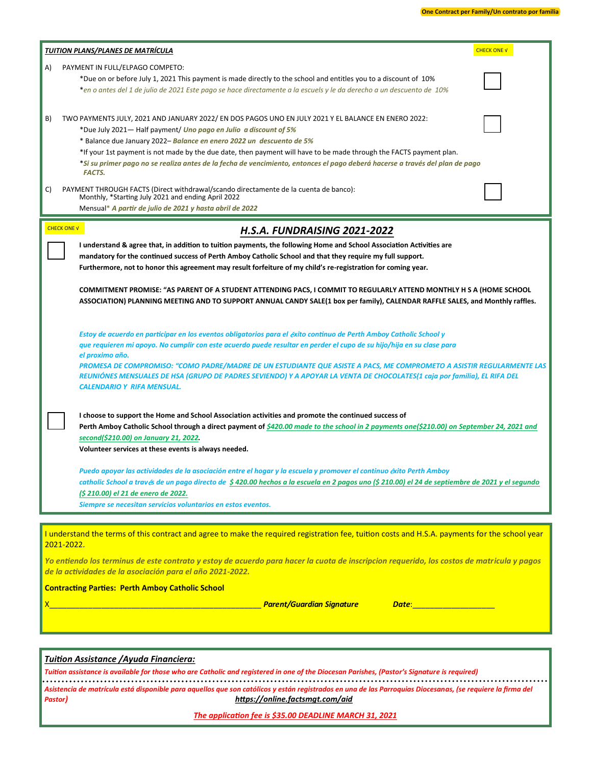One Contract per Family/Un contrato por familia

**TUITION PLANS/PLANES DE MATRÍCULA** CHECK ONE √

A) PAYMENT IN FULL/ELPAGO COMPETO:

*Due on or before July 1, 2021 This payment is made directly to the school and entitles you to a discount of 10% ☐

**en o antes del 1 de julio de 2021 Este pago se hace directamente a la escuels y le da derecho a un descuento de 10%*

B) TWO PAYMENTS JULY, 2021 AND JANUARY 2022/ EN DOS PAGOS UNO EN JULY 2021 Y EL BALANCE EN ENERO 2022: ☐

*Due July 2021— Half payment/ ***Uno pago en Julio a discount of 5%***

* Balance due January 2022– ***Balance en enero 2022 un descuento de 5%***

*If your 1st payment is not made by the due date, then payment will have to be made through the FACTS payment plan.

****Si su primer pago no se realiza antes de la fecha de vencimiento, entonces el pago deberá hacerse a través del plan de pago FACTS.***

C) PAYMENT THROUGH FACTS (Direct withdrawal/scando directamente de la cuenta de banco): ☐

Monthly, *Starting July 2021 and ending April 2022

Mensual* ***A partir de julio de 2021 y hasta abril de 2022***

CHECK ONE √

## ***H.S.A. FUNDRAISING 2021-2022***

☐ **I understand & agree that, in addition to tuition payments, the following Home and School Association Activities are mandatory for the continued success of Perth Amboy Catholic School and that they require my full support. Furthermore, not to honor this agreement may result forfeiture of my child's re-registration for coming year.**

**COMMITMENT PROMISE: "AS PARENT OF A STUDENT ATTENDING PACS, I COMMIT TO REGULARLY ATTEND MONTHLY H S A (HOME SCHOOL ASSOCIATION) PLANNING MEETING AND TO SUPPORT ANNUAL CANDY SALE(1 box per family), CALENDAR RAFFLE SALES, and Monthly raffles.**

***Estoy de acuerdo en participar en los eventos obligatorios para el éxito continuo de Perth Amboy Catholic School y que requieren mi apoyo. No cumplir con este acuerdo puede resultar en perder el cupo de su hijo/hija en su clase para el proximo año.***

***PROMESA DE COMPROMISO: "COMO PADRE/MADRE DE UN ESTUDIANTE QUE ASISTE A PACS, ME COMPROMETO A ASISTIR REGULARMENTE LAS REUNIÓNES MENSUALES DE HSA (GRUPO DE PADRES SEVIENDO) Y A APOYAR LA VENTA DE CHOCOLATES(1 caja por familia), EL RIFA DEL CALENDARIO Y RIFA MENSUAL.***

☐ **I choose to support the Home and School Association activities and promote the continued success of Perth Amboy Catholic School through a direct payment of *$420.00 made to the school in 2 payments one($210.00) on September 24, 2021 and second($210.00) on January 21, 2022*.**

**Volunteer services at these events is always needed.**

***Puedo apoyar las actividades de la asociación entre el hogar y la escuela y promover el continuo éxito Perth Amboy catholic School a través de un pago directo de $ 420.00 hechos a la escuela en 2 pagos uno ($ 210.00) el 24 de septiembre de 2021 y el segundo ($ 210.00) el 21 de enero de 2022.***

***Siempre se necesitan servicios voluntarios en estos eventos.***

I understand the terms of this contract and agree to make the required registration fee, tuition costs and H.S.A. payments for the school year 2021-2022.

***Yo entiendo los terminus de este contrato y estoy de acuerdo para hacer la cuota de inscripcion requerido, los costos de matricula y pagos de la actividades de la asociación para el año 2021-2022.***

**Contracting Parties: Perth Amboy Catholic School**

X__________________________________________________ ***Parent/Guardian Signature*** ***Date***:___________________

### ***Tuition Assistance /Ayuda Financiera:***

***Tuition assistance is available for those who are Catholic and registered in one of the Diocesan Parishes, (Pastor's Signature is required)***

***Asistencia de matrícula está disponible para aquellos que son católicos y están registrados en una de las Parroquias Diocesanas, (se requiere la firma del Pastor)***

***https://online.factsmgt.com/aid***

***The application fee is $35.00 DEADLINE MARCH 31, 2021***